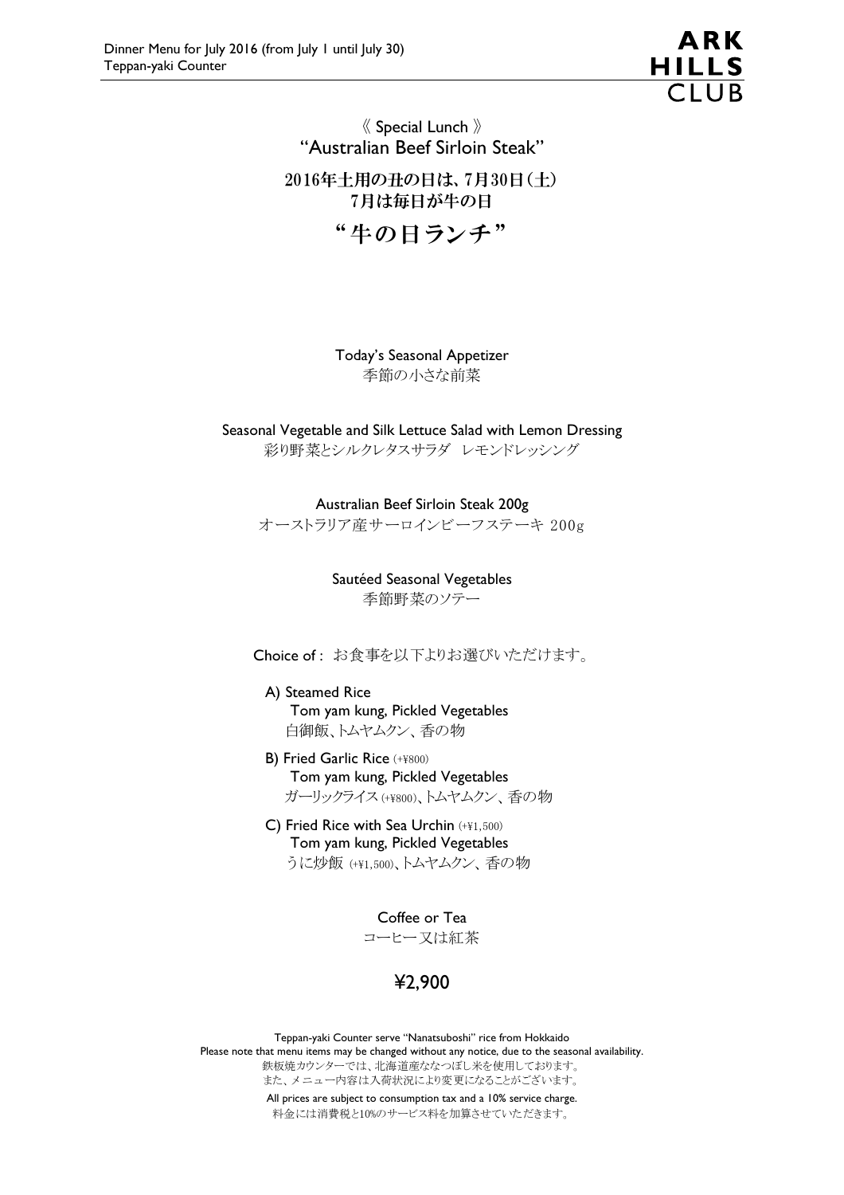Dinner Menu for July 2016 (from July 1 until July 30)
Teppan-yaki Counter

ARK HILLS CLUB

《 Special Lunch 》
"Australian Beef Sirloin Steak"

## 2016年土用の丑の日は、7月30日(土)
## 7月は毎日が牛の日

# "牛の日ランチ"

Today's Seasonal Appetizer
季節の小さな前菜

Seasonal Vegetable and Silk Lettuce Salad with Lemon Dressing
彩り野菜とシルクレタスサラダ　レモンドレッシング

Australian Beef Sirloin Steak 200g
オーストラリア産サーロインビーフステーキ 200g

Sautéed Seasonal Vegetables
季節野菜のソテー

Choice of : お食事を以下よりお選びいただけます。

A) Steamed Rice
Tom yam kung, Pickled Vegetables
白御飯、トムヤムクン、香の物

B) Fried Garlic Rice (+¥800)
Tom yam kung, Pickled Vegetables
ガーリックライス (+¥800)、トムヤムクン、香の物

C) Fried Rice with Sea Urchin (+¥1,500)
Tom yam kung, Pickled Vegetables
うに炒飯 (+¥1,500)、トムヤムクン、香の物

Coffee or Tea
コーヒー又は紅茶

**¥2,900**

Teppan-yaki Counter serve "Nanatsuboshi" rice from Hokkaido
Please note that menu items may be changed without any notice, due to the seasonal availability.
鉄板焼カウンターでは、北海道産ななつぼし米を使用しております。
また、メニュー内容は入荷状況により変更になることがございます。
All prices are subject to consumption tax and a 10% service charge.
料金には消費税と10%のサービス料を加算させていただきます。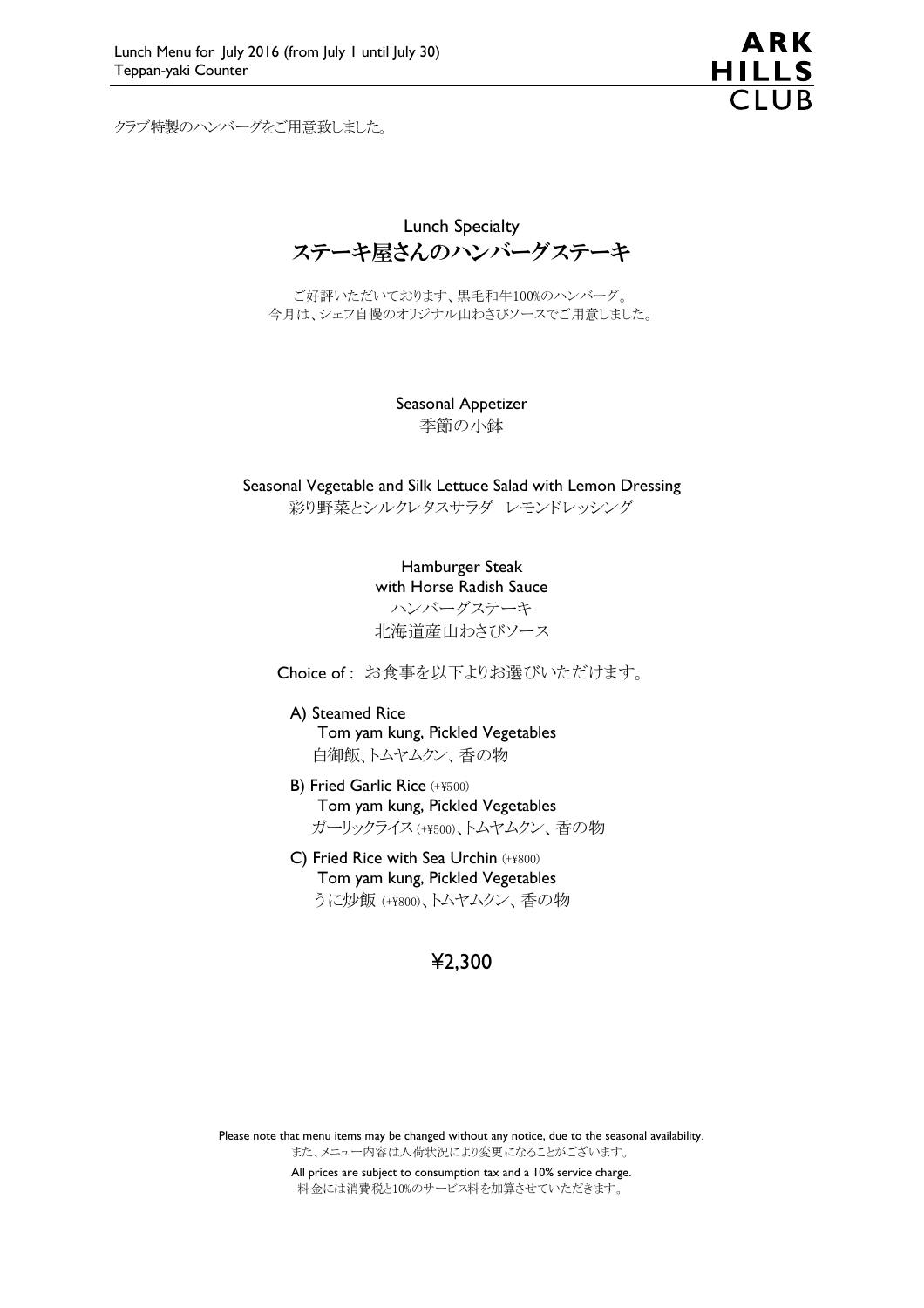Lunch Menu for July 2016 (from July 1 until July 30)
Teppan-yaki Counter

クラブ特製のハンバーグをご用意致しました。

## Lunch Specialty
## ステーキ屋さんのハンバーグステーキ

ご好評いただいております、黒毛和牛100%のハンバーグ。
今月は、シェフ自慢のオリジナル山わさびソースでご用意しました。

Seasonal Appetizer
季節の小鉢

Seasonal Vegetable and Silk Lettuce Salad with Lemon Dressing
彩り野菜とシルクレタスサラダ　レモンドレッシング

Hamburger Steak
with Horse Radish Sauce
ハンバーグステーキ
北海道産山わさびソース

Choice of : お食事を以下よりお選びいただけます。

A) Steamed Rice
Tom yam kung, Pickled Vegetables
白御飯、トムヤムクン、香の物

B) Fried Garlic Rice (+¥500)
Tom yam kung, Pickled Vegetables
ガーリックライス (+¥500)、トムヤムクン、香の物

C) Fried Rice with Sea Urchin (+¥800)
Tom yam kung, Pickled Vegetables
うに炒飯 (+¥800)、トムヤムクン、香の物

**¥2,300**

Please note that menu items may be changed without any notice, due to the seasonal availability.
また、メニュー内容は入荷状況により変更になることがございます。

All prices are subject to consumption tax and a 10% service charge.
料金には消費税と10%のサービス料を加算させていただきます。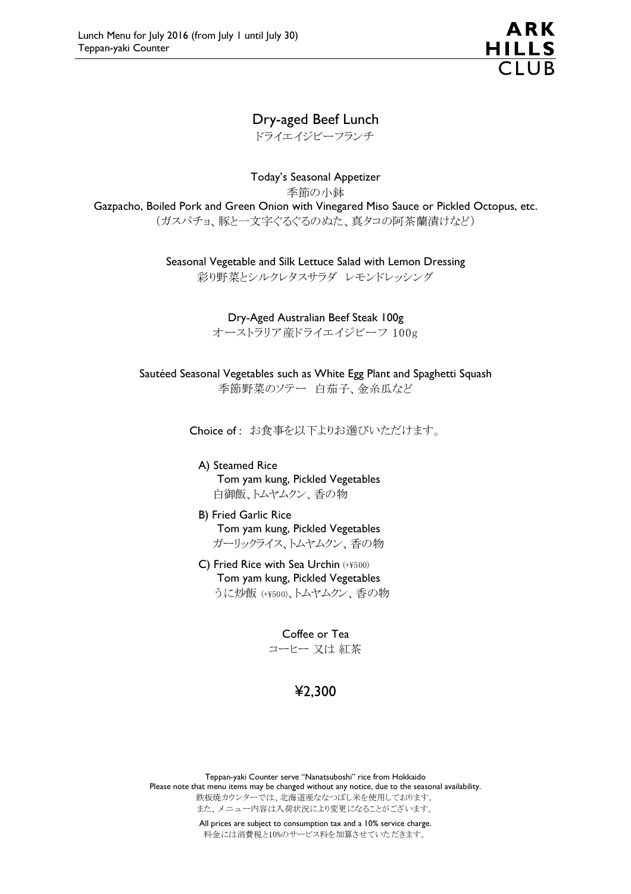Lunch Menu for July 2016 (from July 1 until July 30)
Teppan-yaki Counter

ARK HILLS CLUB

# Dry-aged Beef Lunch

ドライエイジビーフランチ

Today's Seasonal Appetizer
季節の小鉢
Gazpacho, Boiled Pork and Green Onion with Vinegared Miso Sauce or Pickled Octopus, etc.
（ガスパチョ、豚と一文字ぐるぐるのぬた、真タコの阿茶蘭漬けなど）

Seasonal Vegetable and Silk Lettuce Salad with Lemon Dressing
彩り野菜とシルクレタスサラダ　レモンドレッシング

Dry-Aged Australian Beef Steak 100g
オーストラリア産ドライエイジビーフ 100g

Sautéed Seasonal Vegetables such as White Egg Plant and Spaghetti Squash
季節野菜のソテー　白茄子、金糸瓜など

Choice of : お食事を以下よりお選びいただけます。

A) Steamed Rice
Tom yam kung, Pickled Vegetables
白御飯、トムヤムクン、香の物

B) Fried Garlic Rice
Tom yam kung, Pickled Vegetables
ガーリックライス、トムヤムクン、香の物

C) Fried Rice with Sea Urchin (+¥500)
Tom yam kung, Pickled Vegetables
うに炒飯 (+¥500)、トムヤムクン、香の物

Coffee or Tea
コーヒー 又は 紅茶

**¥2,300**

Teppan-yaki Counter serve "Nanatsuboshi" rice from Hokkaido
Please note that menu items may be changed without any notice, due to the seasonal availability.
鉄板焼カウンターでは、北海道産ななつぼし米を使用しております。
また、メニュー内容は入荷状況により変更になることがございます。

All prices are subject to consumption tax and a 10% service charge.
料金には消費税と10%のサービス料を加算させていただきます。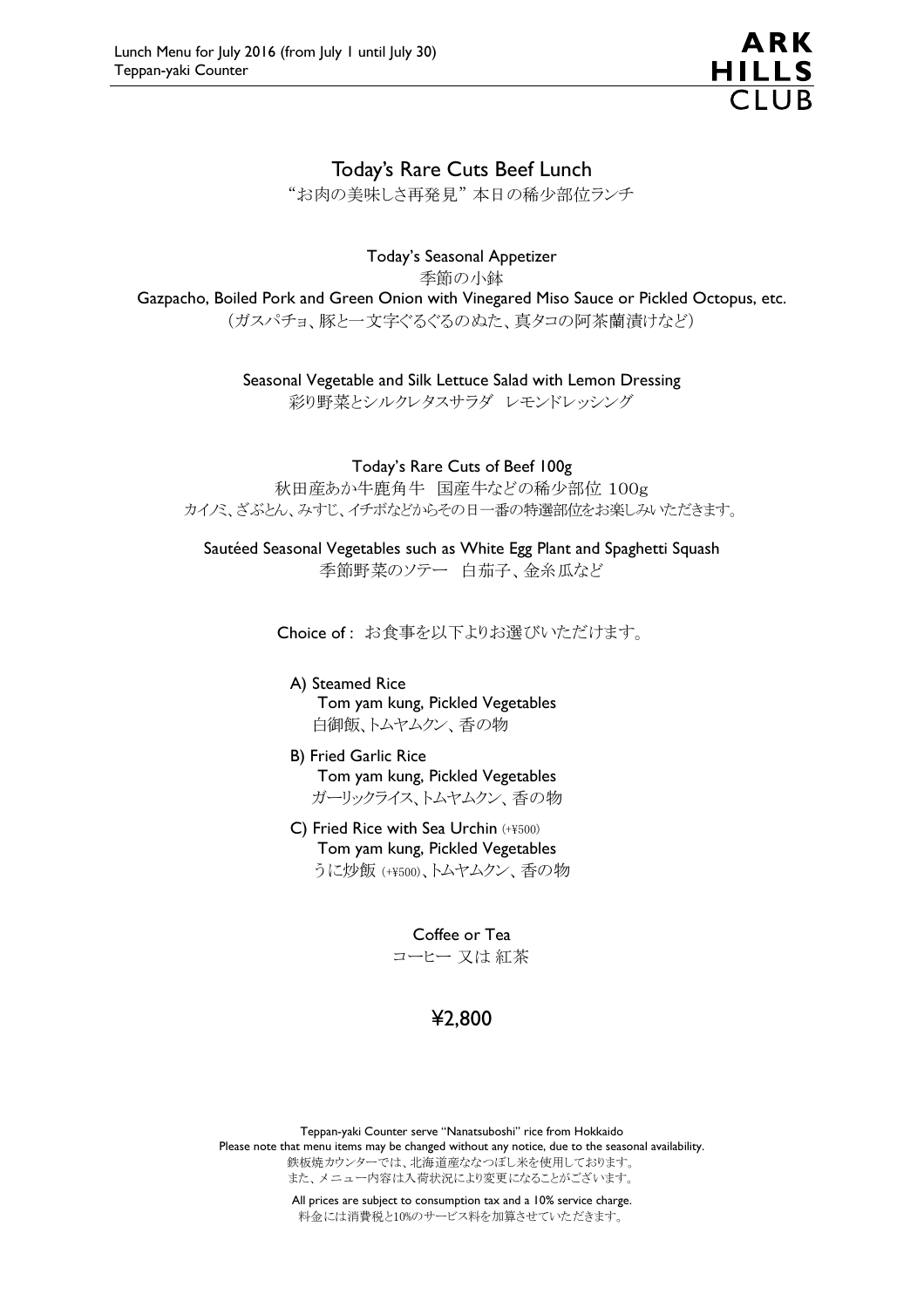# Today's Rare Cuts Beef Lunch

"お肉の美味しさ再発見" 本日の稀少部位ランチ

Today's Seasonal Appetizer
季節の小鉢
Gazpacho, Boiled Pork and Green Onion with Vinegared Miso Sauce or Pickled Octopus, etc.
（ガスパチョ、豚と一文字ぐるぐるのぬた、真タコの阿茶蘭漬けなど）

Seasonal Vegetable and Silk Lettuce Salad with Lemon Dressing
彩り野菜とシルクレタスサラダ　レモンドレッシング

Today's Rare Cuts of Beef 100g
秋田産あか牛鹿角牛　国産牛などの稀少部位 100g
カイノミ、ざぶとん、みすじ、イチボなどからその日一番の特選部位をお楽しみいただきます。

Sautéed Seasonal Vegetables such as White Egg Plant and Spaghetti Squash
季節野菜のソテー　白茄子、金糸瓜など

Choice of : お食事を以下よりお選びいただけます。

A) Steamed Rice
Tom yam kung, Pickled Vegetables
白御飯、トムヤムクン、香の物

B) Fried Garlic Rice
Tom yam kung, Pickled Vegetables
ガーリックライス、トムヤムクン、香の物

C) Fried Rice with Sea Urchin (+¥500)
Tom yam kung, Pickled Vegetables
うに炒飯 (+¥500)、トムヤムクン、香の物

Coffee or Tea
コーヒー 又は 紅茶

**¥2,800**

Teppan-yaki Counter serve "Nanatsuboshi" rice from Hokkaido
Please note that menu items may be changed without any notice, due to the seasonal availability.
鉄板焼カウンターでは、北海道産ななつぼし米を使用しております。
また、メニュー内容は入荷状況により変更になることがございます。

All prices are subject to consumption tax and a 10% service charge.
料金には消費税と10%のサービス料を加算させていただきます。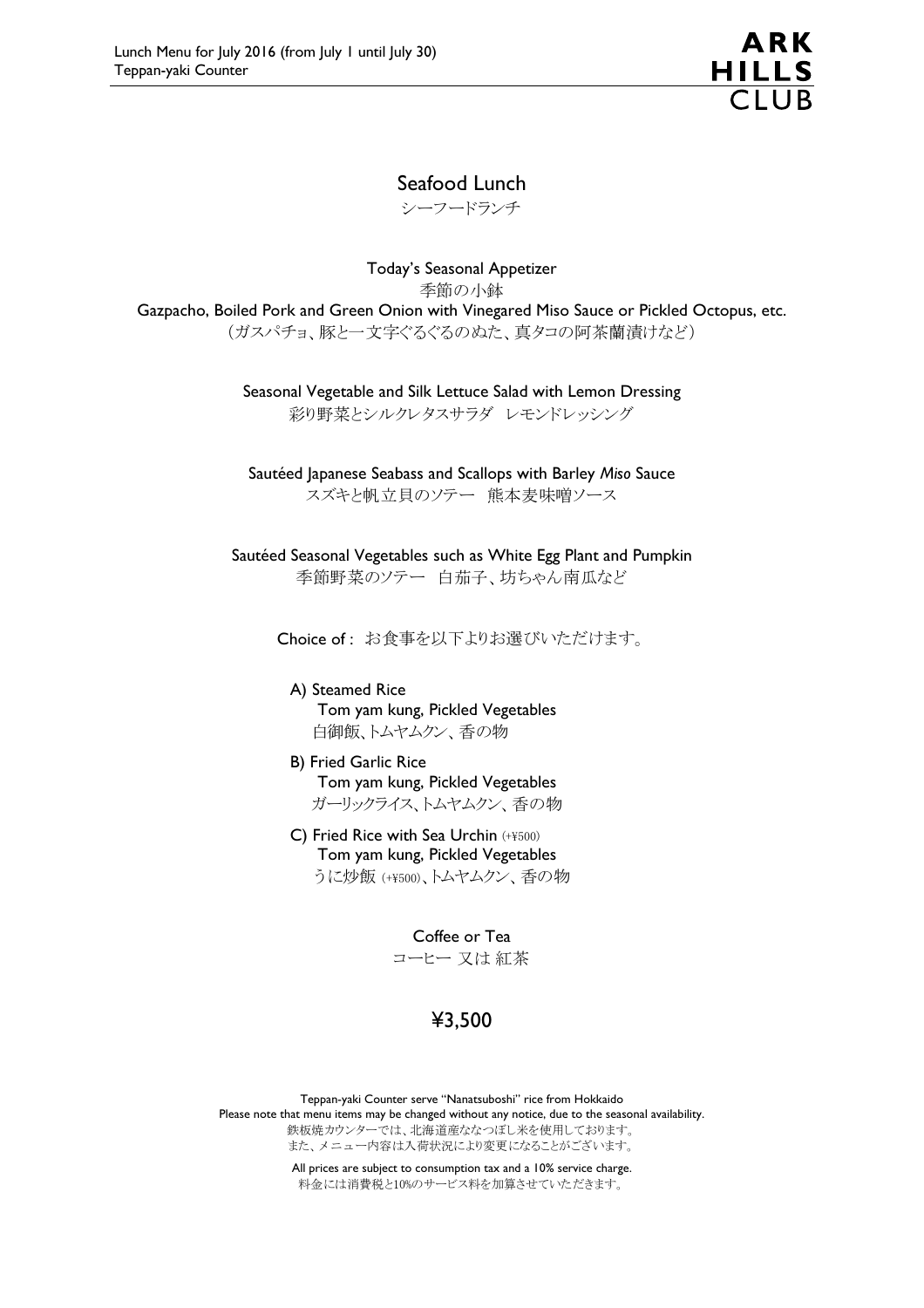Lunch Menu for July 2016 (from July 1 until July 30)
Teppan-yaki Counter

ARK HILLS CLUB

## Seafood Lunch

シーフードランチ

Today's Seasonal Appetizer
季節の小鉢
Gazpacho, Boiled Pork and Green Onion with Vinegared Miso Sauce or Pickled Octopus, etc.
（ガスパチョ、豚と一文字ぐるぐるのぬた、真タコの阿茶蘭漬けなど）

Seasonal Vegetable and Silk Lettuce Salad with Lemon Dressing
彩り野菜とシルクレタスサラダ　レモンドレッシング

Sautéed Japanese Seabass and Scallops with Barley *Miso* Sauce
スズキと帆立貝のソテー　熊本麦味噌ソース

Sautéed Seasonal Vegetables such as White Egg Plant and Pumpkin
季節野菜のソテー　白茄子、坊ちゃん南瓜など

Choice of : お食事を以下よりお選びいただけます。

A) Steamed Rice
Tom yam kung, Pickled Vegetables
白御飯、トムヤムクン、香の物

B) Fried Garlic Rice
Tom yam kung, Pickled Vegetables
ガーリックライス、トムヤムクン、香の物

C) Fried Rice with Sea Urchin (+¥500)
Tom yam kung, Pickled Vegetables
うに炒飯 (+¥500)、トムヤムクン、香の物

Coffee or Tea
コーヒー 又は 紅茶

**¥3,500**

Teppan-yaki Counter serve "Nanatsuboshi" rice from Hokkaido
Please note that menu items may be changed without any notice, due to the seasonal availability.
鉄板焼カウンターでは、北海道産ななつぼし米を使用しております。
また、メニュー内容は入荷状況により変更になることがございます。

All prices are subject to consumption tax and a 10% service charge.
料金には消費税と10%のサービス料を加算させていただきます。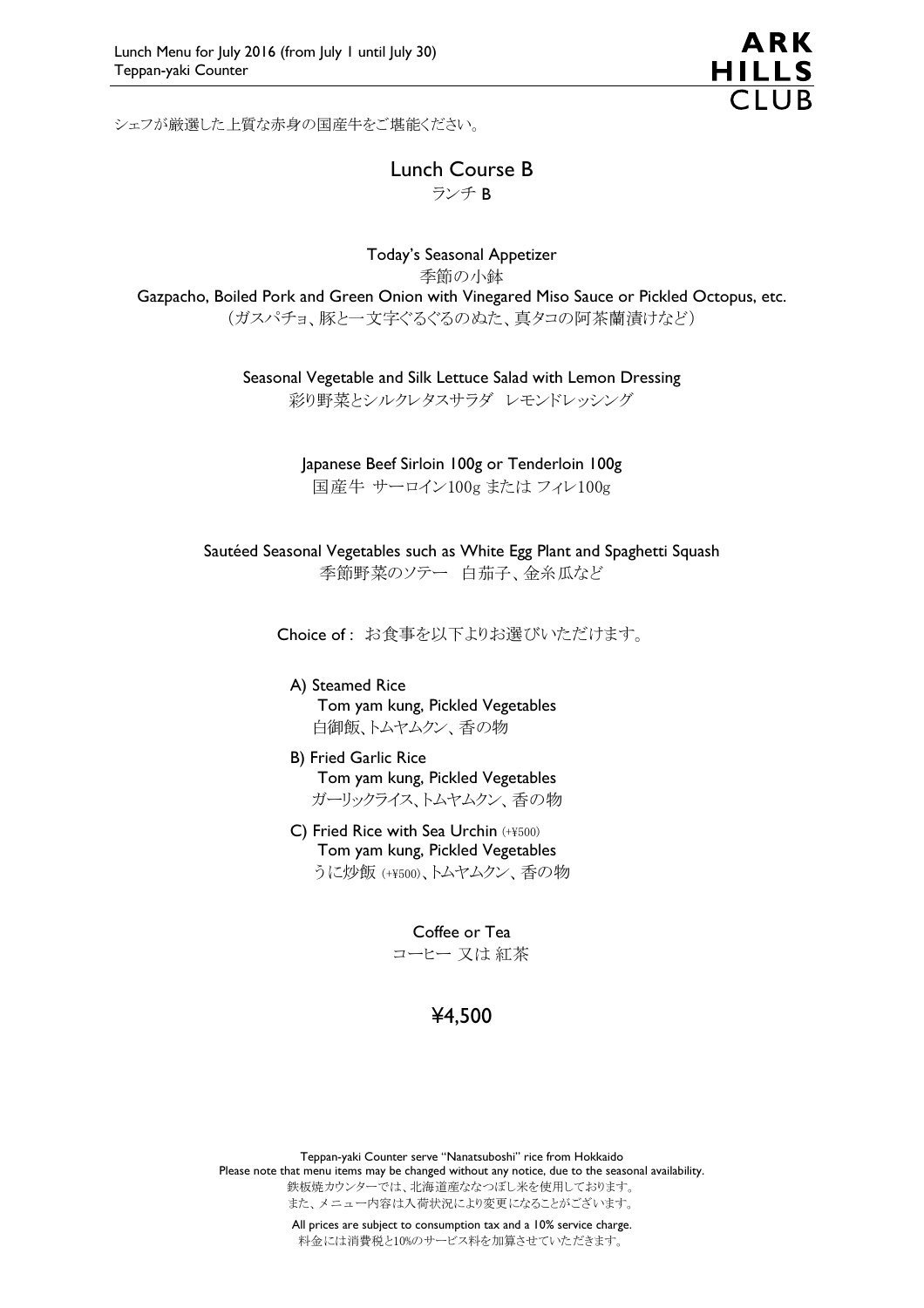シェフが厳選した上質な赤身の国産牛をご堪能ください。

## Lunch Course B
ランチ B

Today's Seasonal Appetizer
季節の小鉢
Gazpacho, Boiled Pork and Green Onion with Vinegared Miso Sauce or Pickled Octopus, etc.
（ガスパチョ、豚と一文字ぐるぐるのぬた、真タコの阿茶蘭漬けなど）

Seasonal Vegetable and Silk Lettuce Salad with Lemon Dressing
彩り野菜とシルクレタスサラダ　レモンドレッシング

Japanese Beef Sirloin 100g or Tenderloin 100g
国産牛 サーロイン100g または フィレ100g

Sautéed Seasonal Vegetables such as White Egg Plant and Spaghetti Squash
季節野菜のソテー　白茄子、金糸瓜など

Choice of : お食事を以下よりお選びいただけます。

A) Steamed Rice
 Tom yam kung, Pickled Vegetables
 白御飯、トムヤムクン、香の物

B) Fried Garlic Rice
 Tom yam kung, Pickled Vegetables
 ガーリックライス、トムヤムクン、香の物

C) Fried Rice with Sea Urchin (+¥500)
 Tom yam kung, Pickled Vegetables
 うに炒飯 (+¥500)、トムヤムクン、香の物

Coffee or Tea
コーヒー 又は 紅茶

**¥4,500**

Teppan-yaki Counter serve "Nanatsuboshi" rice from Hokkaido
Please note that menu items may be changed without any notice, due to the seasonal availability.
鉄板焼カウンターでは、北海道産ななつぼし米を使用しております。
また、メニュー内容は入荷状況により変更になることがございます。

All prices are subject to consumption tax and a 10% service charge.
料金には消費税と10%のサービス料を加算させていただきます。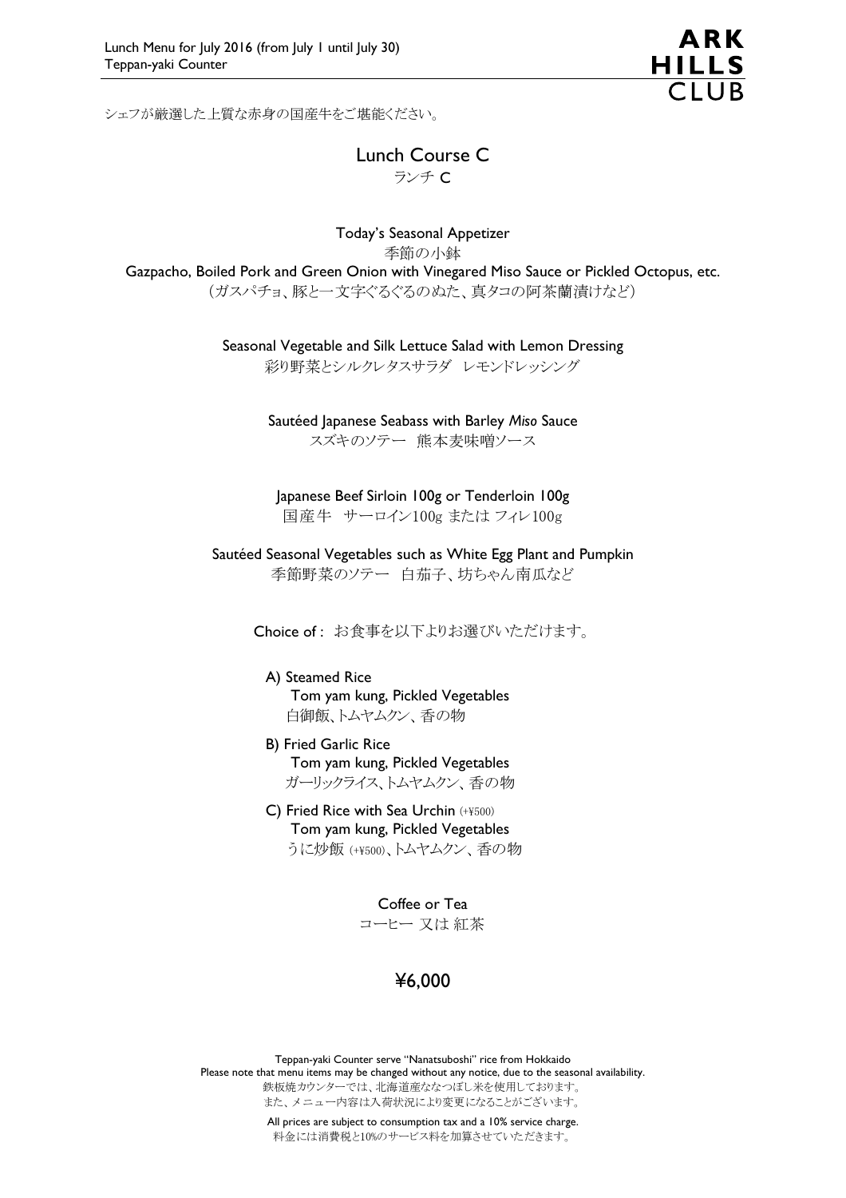シェフが厳選した上質な赤身の国産牛をご堪能ください。

# Lunch Course C
ランチ C

**Today's Seasonal Appetizer**
季節の小鉢
Gazpacho, Boiled Pork and Green Onion with Vinegared Miso Sauce or Pickled Octopus, etc.
（ガスパチョ、豚と一文字ぐるぐるのぬた、真タコの阿茶蘭漬けなど）

**Seasonal Vegetable and Silk Lettuce Salad with Lemon Dressing**
彩り野菜とシルクレタスサラダ　レモンドレッシング

**Sautéed Japanese Seabass with Barley *Miso* Sauce**
スズキのソテー　熊本麦味噌ソース

**Japanese Beef Sirloin 100g or Tenderloin 100g**
国産牛　サーロイン100g または フィレ100g

**Sautéed Seasonal Vegetables such as White Egg Plant and Pumpkin**
季節野菜のソテー　白茄子、坊ちゃん南瓜など

Choice of : お食事を以下よりお選びいただけます。

A) Steamed Rice
Tom yam kung, Pickled Vegetables
白御飯、トムヤムクン、香の物

B) Fried Garlic Rice
Tom yam kung, Pickled Vegetables
ガーリックライス、トムヤムクン、香の物

C) Fried Rice with Sea Urchin (+¥500)
Tom yam kung, Pickled Vegetables
うに炒飯 (+¥500)、トムヤムクン、香の物

**Coffee or Tea**
コーヒー 又は 紅茶

## ¥6,000

Teppan-yaki Counter serve "Nanatsuboshi" rice from Hokkaido
Please note that menu items may be changed without any notice, due to the seasonal availability.
鉄板焼カウンターでは、北海道産ななつぼし米を使用しております。
また、メニュー内容は入荷状況により変更になることがございます。

All prices are subject to consumption tax and a 10% service charge.
料金には消費税と10%のサービス料を加算させていただきます。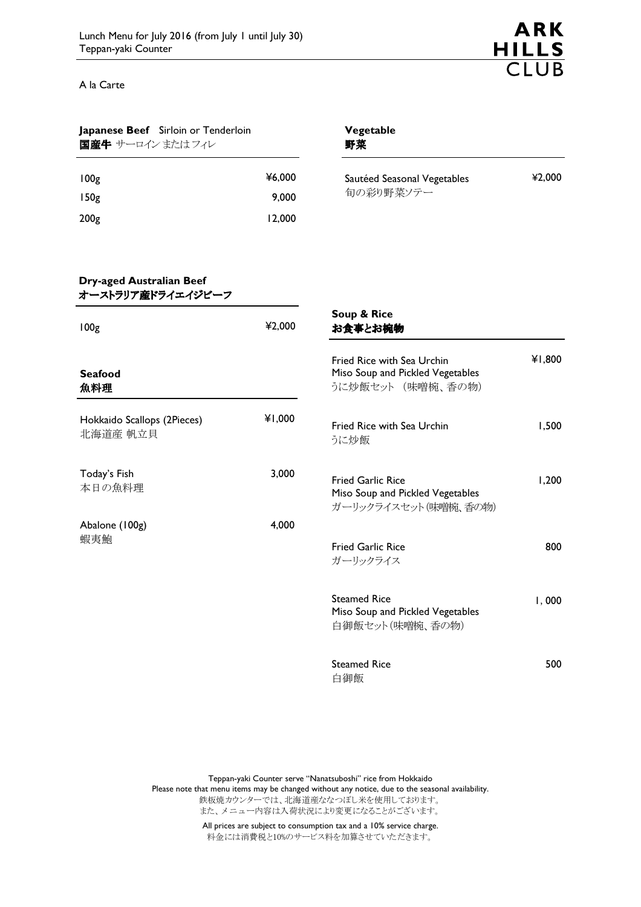Lunch Menu for July 2016 (from July 1 until July 30)
Teppan-yaki Counter

ARK HILLS CLUB

A la Carte

### **Japanese Beef** Sirloin or Tenderloin
**国産牛** サーロイン またはフィレ

| | |
|---|---|
| 100g | ¥6,000 |
| 150g | 9,000 |
| 200g | 12,000 |

### **Dry-aged Australian Beef**
**オーストラリア産ドライエイジビーフ**

| | |
|---|---|
| 100g | ¥2,000 |

### **Seafood**
**魚料理**

| | |
|---|---|
| Hokkaido Scallops (2Pieces)<br>北海道産 帆立貝 | ¥1,000 |
| Today's Fish<br>本日の魚料理 | 3,000 |
| Abalone (100g)<br>蝦夷鮑 | 4,000 |

### **Vegetable**
**野菜**

| | |
|---|---|
| Sautéed Seasonal Vegetables<br>旬の彩り野菜ソテー | ¥2,000 |

### **Soup & Rice**
**お食事とお椀物**

| | |
|---|---|
| Fried Rice with Sea Urchin<br>Miso Soup and Pickled Vegetables<br>うに炒飯セット （味噌椀、香の物） | ¥1,800 |
| Fried Rice with Sea Urchin<br>うに炒飯 | 1,500 |
| Fried Garlic Rice<br>Miso Soup and Pickled Vegetables<br>ガーリックライスセット(味噌椀、香の物) | 1,200 |
| Fried Garlic Rice<br>ガーリックライス | 800 |
| Steamed Rice<br>Miso Soup and Pickled Vegetables<br>白御飯セット(味噌椀、香の物) | 1, 000 |
| Steamed Rice<br>白御飯 | 500 |

Teppan-yaki Counter serve "Nanatsuboshi" rice from Hokkaido
Please note that menu items may be changed without any notice, due to the seasonal availability.
鉄板焼カウンターでは、北海道産ななつぼし米を使用しております。
また、メニュー内容は入荷状況により変更になることがございます。

All prices are subject to consumption tax and a 10% service charge.
料金には消費税と10%のサービス料を加算させていただきます。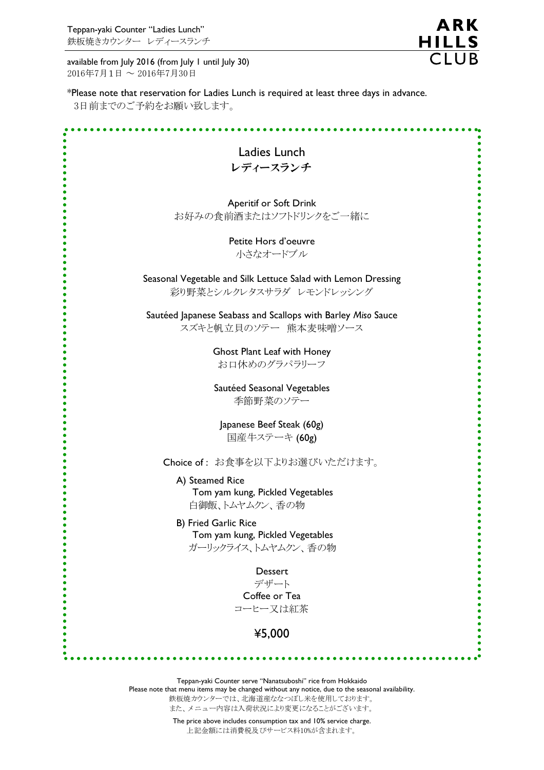Teppan-yaki Counter "Ladies Lunch"
鉄板焼きカウンター　レディースランチ

ARK HILLS CLUB

available from July 2016 (from July 1 until July 30)
2016年7月1日 〜 2016年7月30日

*Please note that reservation for Ladies Lunch is required at least three days in advance.
3日前までのご予約をお願い致します。

## Ladies Lunch
## レディースランチ

Aperitif or Soft Drink
お好みの食前酒またはソフトドリンクをご一緒に

Petite Hors d'oeuvre
小さなオードブル

Seasonal Vegetable and Silk Lettuce Salad with Lemon Dressing
彩り野菜とシルクレタスサラダ　レモンドレッシング

Sautéed Japanese Seabass and Scallops with Barley *Miso* Sauce
スズキと帆立貝のソテー　熊本麦味噌ソース

Ghost Plant Leaf with Honey
お口休めのグラパラリーフ

Sautéed Seasonal Vegetables
季節野菜のソテー

Japanese Beef Steak (60g)
国産牛ステーキ (60g)

Choice of : お食事を以下よりお選びいただけます。

A) Steamed Rice
Tom yam kung, Pickled Vegetables
白御飯、トムヤムクン、香の物

B) Fried Garlic Rice
Tom yam kung, Pickled Vegetables
ガーリックライス、トムヤムクン、香の物

Dessert
デザート
Coffee or Tea
コーヒー又は紅茶

**¥5,000**

Teppan-yaki Counter serve "Nanatsuboshi" rice from Hokkaido
Please note that menu items may be changed without any notice, due to the seasonal availability.
鉄板焼カウンターでは、北海道産ななつぼし米を使用しております。
また、メニュー内容は入荷状況により変更になることがございます。

The price above includes consumption tax and 10% service charge.
上記金額には消費税及びサービス料10%が含まれます。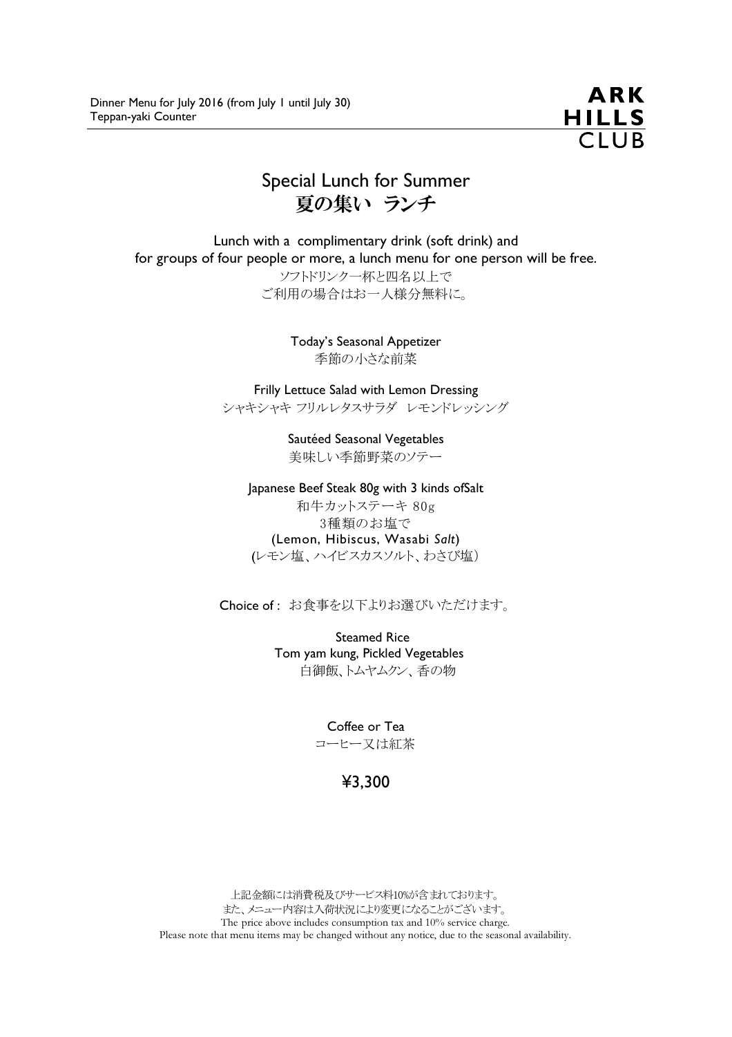Dinner Menu for July 2016 (from July 1 until July 30)
Teppan-yaki Counter

ARK
HILLS
CLUB

# Special Lunch for Summer
# 夏の集い　ランチ

Lunch with a  complimentary drink (soft drink) and
for groups of four people or more, a lunch menu for one person will be free.
ソフトドリンク一杯と四名以上で
ご利用の場合はお一人様分無料に。

Today's Seasonal Appetizer
季節の小さな前菜

Frilly Lettuce Salad with Lemon Dressing
シャキシャキ フリルレタスサラダ　レモンドレッシング

Sautéed Seasonal Vegetables
美味しい季節野菜のソテー

Japanese Beef Steak 80g with 3 kinds ofSalt
和牛カットステーキ 80g
3種類のお塩で
(Lemon, Hibiscus, Wasabi *Salt*)
(レモン塩、ハイビスカスソルト、わさび塩）

Choice of :  お食事を以下よりお選びいただけます。

Steamed Rice
Tom yam kung, Pickled Vegetables
白御飯、トムヤムクン、香の物

Coffee or Tea
コーヒー又は紅茶

¥3,300

上記金額には消費税及びサービス料10%が含まれております。
また、メニュー内容は入荷状況により変更になることがございます。
The price above includes consumption tax and 10% service charge.
Please note that menu items may be changed without any notice, due to the seasonal availability.